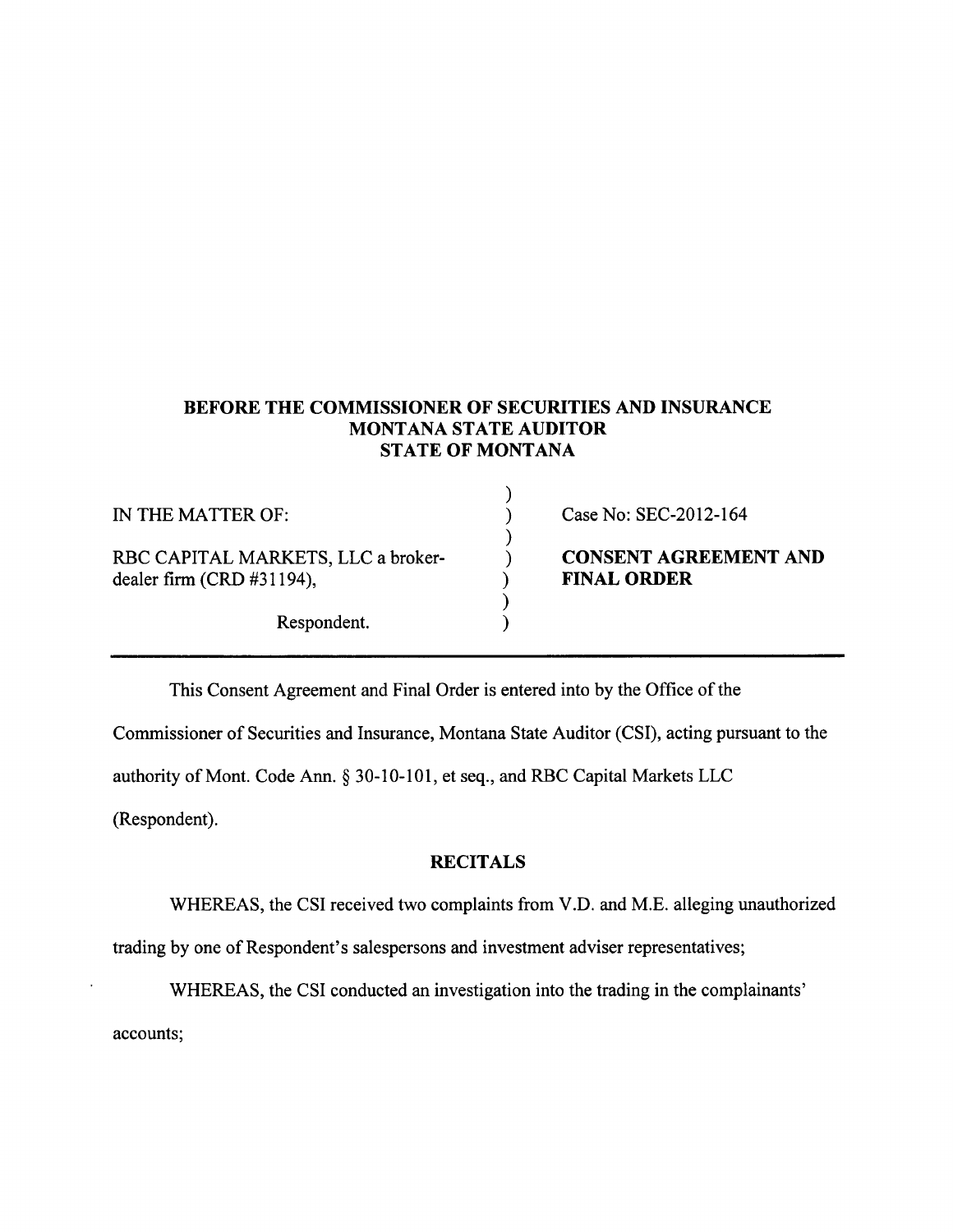**BEFORE THE COMMISSIONER OF SECURITIES AND INSURANCE**
**MONTANA STATE AUDITOR**
**STATE OF MONTANA**

| | | |
|---|---|---|
| IN THE MATTER OF: | ) | Case No: SEC-2012-164 |
| RBC CAPITAL MARKETS, LLC a broker-dealer firm (CRD #31194), | ) | **CONSENT AGREEMENT AND FINAL ORDER** |
| Respondent. | ) | |

This Consent Agreement and Final Order is entered into by the Office of the Commissioner of Securities and Insurance, Montana State Auditor (CSI), acting pursuant to the authority of Mont. Code Ann. § 30-10-101, et seq., and RBC Capital Markets LLC (Respondent).

## RECITALS

WHEREAS, the CSI received two complaints from V.D. and M.E. alleging unauthorized trading by one of Respondent's salespersons and investment adviser representatives;

WHEREAS, the CSI conducted an investigation into the trading in the complainants' accounts;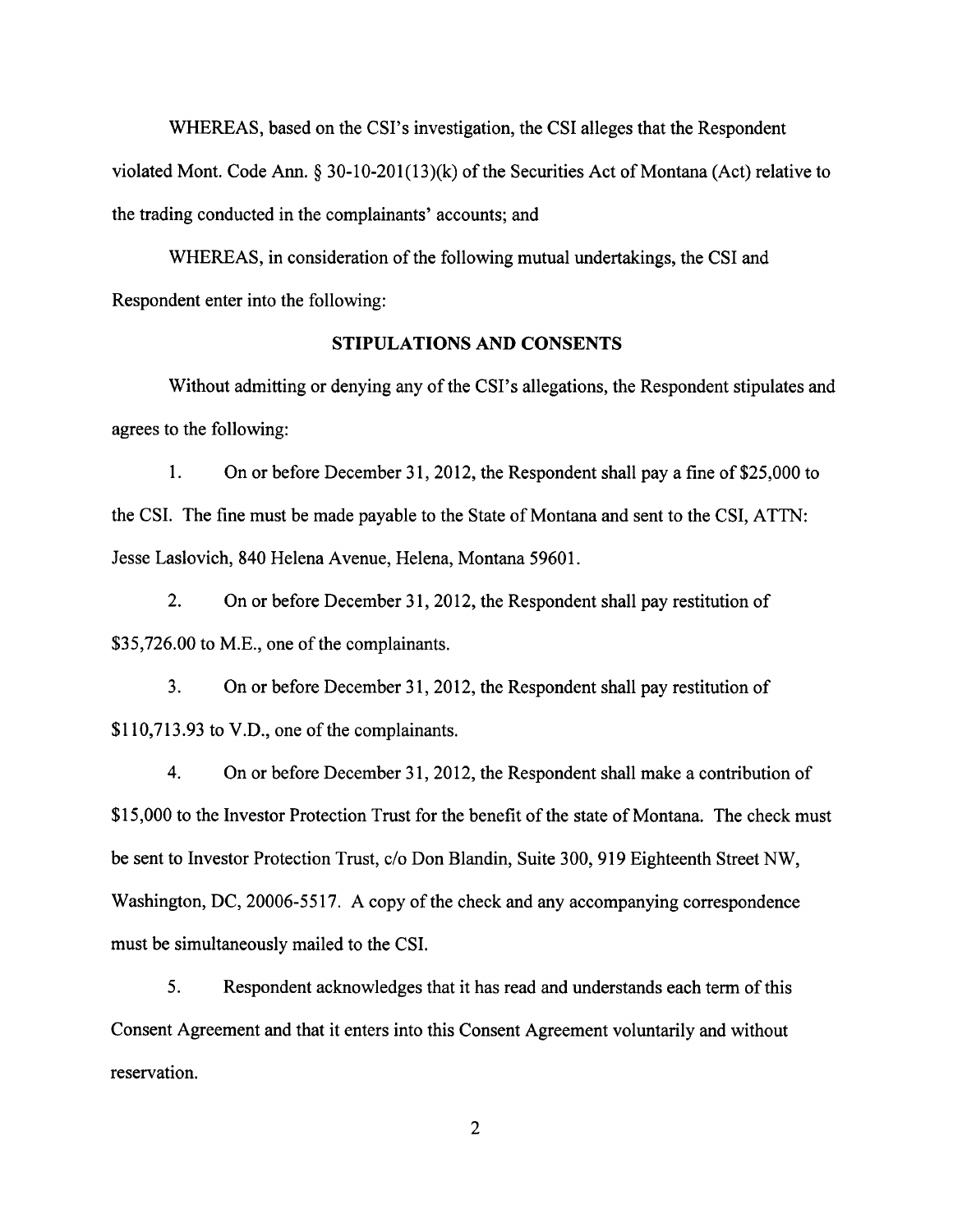WHEREAS, based on the CSI's investigation, the CSI alleges that the Respondent violated Mont. Code Ann. § 30-10-201(13)(k) of the Securities Act of Montana (Act) relative to the trading conducted in the complainants' accounts; and

WHEREAS, in consideration of the following mutual undertakings, the CSI and Respondent enter into the following:

## STIPULATIONS AND CONSENTS

Without admitting or denying any of the CSI's allegations, the Respondent stipulates and agrees to the following:

1. On or before December 31, 2012, the Respondent shall pay a fine of $25,000 to the CSI. The fine must be made payable to the State of Montana and sent to the CSI, ATTN: Jesse Laslovich, 840 Helena Avenue, Helena, Montana 59601.

2. On or before December 31, 2012, the Respondent shall pay restitution of $35,726.00 to M.E., one of the complainants.

3. On or before December 31, 2012, the Respondent shall pay restitution of $110,713.93 to V.D., one of the complainants.

4. On or before December 31, 2012, the Respondent shall make a contribution of $15,000 to the Investor Protection Trust for the benefit of the state of Montana. The check must be sent to Investor Protection Trust, c/o Don Blandin, Suite 300, 919 Eighteenth Street NW, Washington, DC, 20006-5517. A copy of the check and any accompanying correspondence must be simultaneously mailed to the CSI.

5. Respondent acknowledges that it has read and understands each term of this Consent Agreement and that it enters into this Consent Agreement voluntarily and without reservation.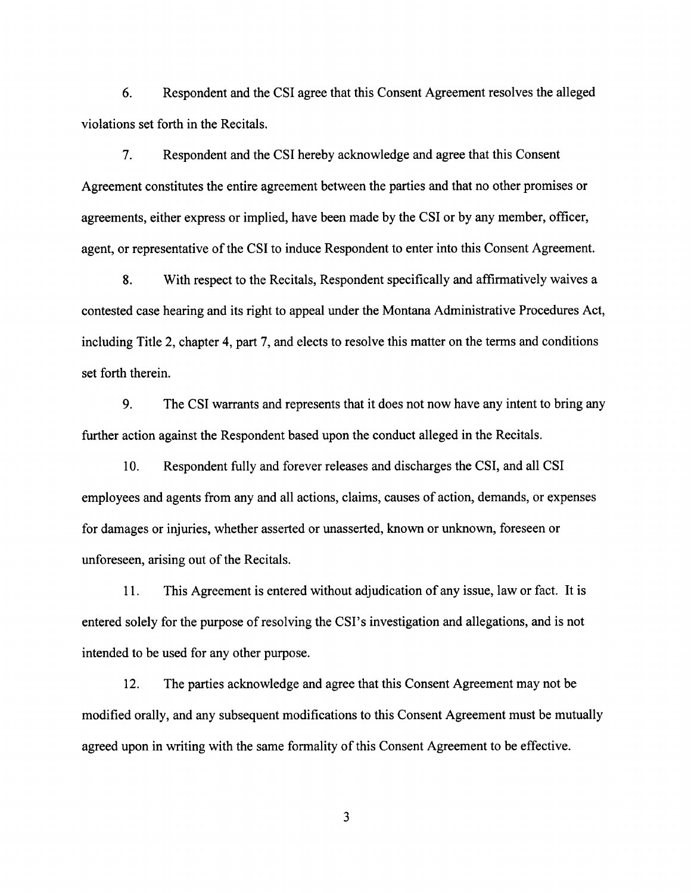6. Respondent and the CSI agree that this Consent Agreement resolves the alleged violations set forth in the Recitals.

7. Respondent and the CSI hereby acknowledge and agree that this Consent Agreement constitutes the entire agreement between the parties and that no other promises or agreements, either express or implied, have been made by the CSI or by any member, officer, agent, or representative of the CSI to induce Respondent to enter into this Consent Agreement.

8. With respect to the Recitals, Respondent specifically and affirmatively waives a contested case hearing and its right to appeal under the Montana Administrative Procedures Act, including Title 2, chapter 4, part 7, and elects to resolve this matter on the terms and conditions set forth therein.

9. The CSI warrants and represents that it does not now have any intent to bring any further action against the Respondent based upon the conduct alleged in the Recitals.

10. Respondent fully and forever releases and discharges the CSI, and all CSI employees and agents from any and all actions, claims, causes of action, demands, or expenses for damages or injuries, whether asserted or unasserted, known or unknown, foreseen or unforeseen, arising out of the Recitals.

11. This Agreement is entered without adjudication of any issue, law or fact. It is entered solely for the purpose of resolving the CSI's investigation and allegations, and is not intended to be used for any other purpose.

12. The parties acknowledge and agree that this Consent Agreement may not be modified orally, and any subsequent modifications to this Consent Agreement must be mutually agreed upon in writing with the same formality of this Consent Agreement to be effective.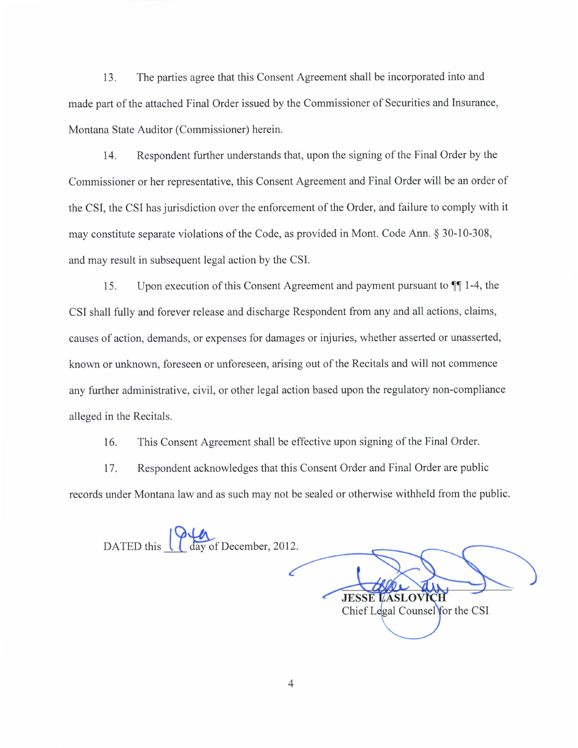13. The parties agree that this Consent Agreement shall be incorporated into and made part of the attached Final Order issued by the Commissioner of Securities and Insurance, Montana State Auditor (Commissioner) herein.

14. Respondent further understands that, upon the signing of the Final Order by the Commissioner or her representative, this Consent Agreement and Final Order will be an order of the CSI, the CSI has jurisdiction over the enforcement of the Order, and failure to comply with it may constitute separate violations of the Code, as provided in Mont. Code Ann. § 30-10-308, and may result in subsequent legal action by the CSI.

15. Upon execution of this Consent Agreement and payment pursuant to ¶¶ 1-4, the CSI shall fully and forever release and discharge Respondent from any and all actions, claims, causes of action, demands, or expenses for damages or injuries, whether asserted or unasserted, known or unknown, foreseen or unforeseen, arising out of the Recitals and will not commence any further administrative, civil, or other legal action based upon the regulatory non-compliance alleged in the Recitals.

16. This Consent Agreement shall be effective upon signing of the Final Order.

17. Respondent acknowledges that this Consent Order and Final Order are public records under Montana law and as such may not be sealed or otherwise withheld from the public.

DATED this 19th day of December, 2012.

**JESSE LASLOVICH**
Chief Legal Counsel for the CSI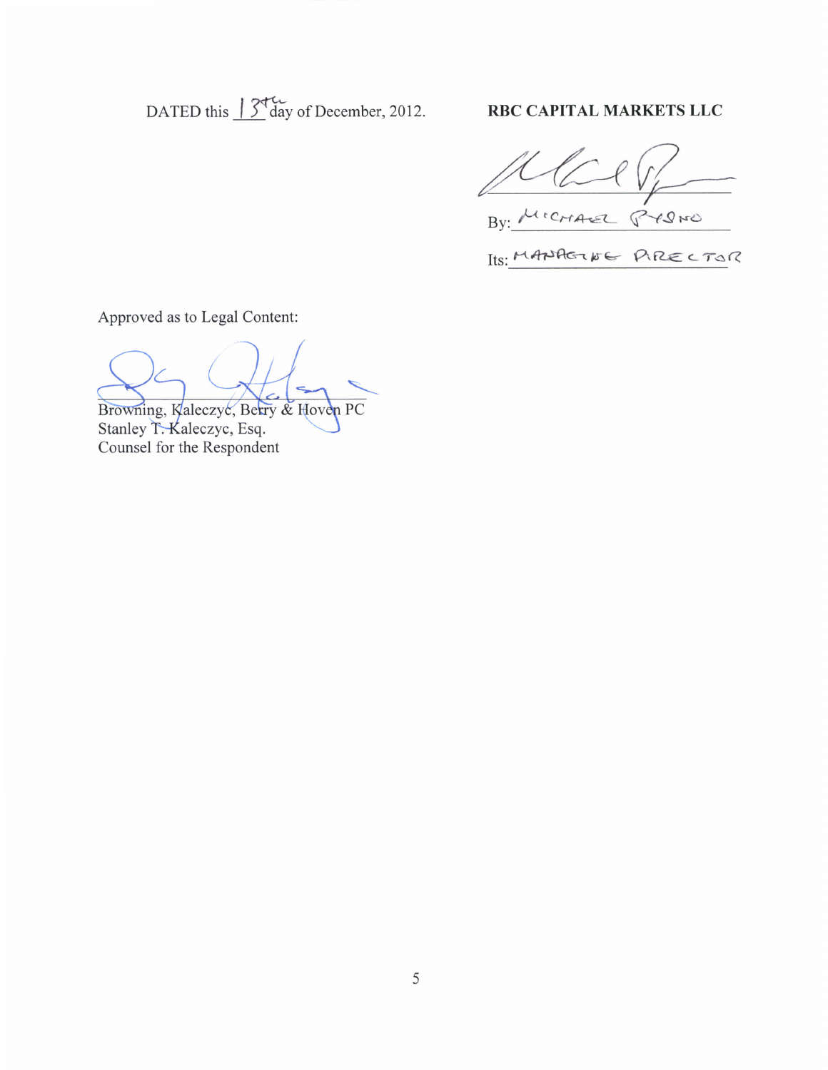DATED this 13th day of December, 2012.

**RBC CAPITAL MARKETS LLC**

By: MICHAEL RYDNO

Its: MANAGING DIRECTOR

Approved as to Legal Content:

Browning, Kaleczyc, Berry & Hoven PC
Stanley T. Kaleczyc, Esq.
Counsel for the Respondent